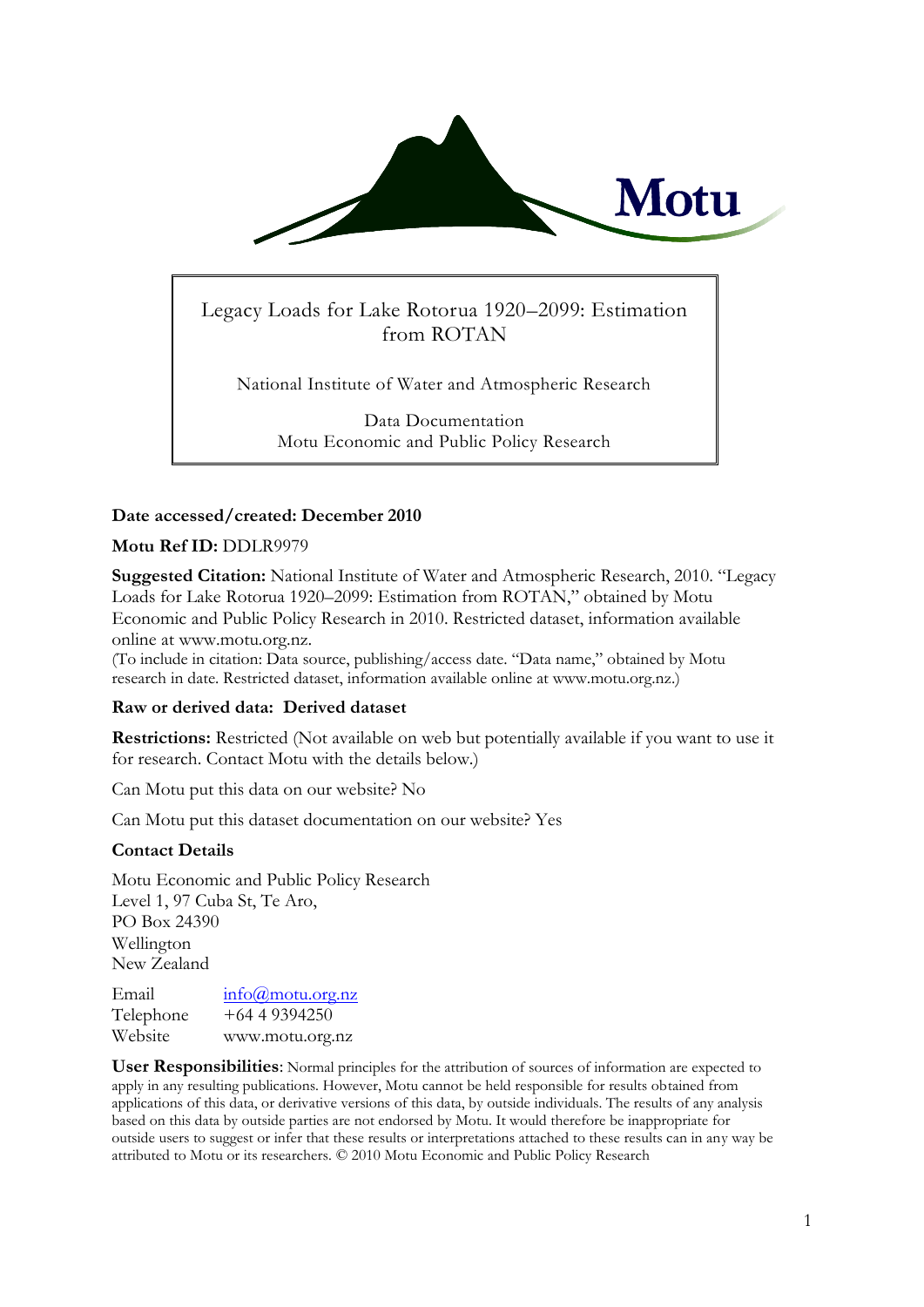# Legacy Loads for Lake Rotorua 1920–2099: Estimation from ROTAN

National Institute of Water and Atmospheric Research

Data Documentation
Motu Economic and Public Policy Research

**Date accessed/created: December 2010**

**Motu Ref ID:** DDLR9979

**Suggested Citation:** National Institute of Water and Atmospheric Research, 2010. "Legacy Loads for Lake Rotorua 1920–2099: Estimation from ROTAN," obtained by Motu Economic and Public Policy Research in 2010. Restricted dataset, information available online at www.motu.org.nz.
(To include in citation: Data source, publishing/access date. "Data name," obtained by Motu research in date. Restricted dataset, information available online at www.motu.org.nz.)

**Raw or derived data: Derived dataset**

**Restrictions:** Restricted (Not available on web but potentially available if you want to use it for research. Contact Motu with the details below.)

Can Motu put this data on our website? No

Can Motu put this dataset documentation on our website? Yes

**Contact Details**

Motu Economic and Public Policy Research
Level 1, 97 Cuba St, Te Aro,
PO Box 24390
Wellington
New Zealand

| | |
|---|---|
| Email | info@motu.org.nz |
| Telephone | +64 4 9394250 |
| Website | www.motu.org.nz |

**User Responsibilities**: Normal principles for the attribution of sources of information are expected to apply in any resulting publications. However, Motu cannot be held responsible for results obtained from applications of this data, or derivative versions of this data, by outside individuals. The results of any analysis based on this data by outside parties are not endorsed by Motu. It would therefore be inappropriate for outside users to suggest or infer that these results or interpretations attached to these results can in any way be attributed to Motu or its researchers. © 2010 Motu Economic and Public Policy Research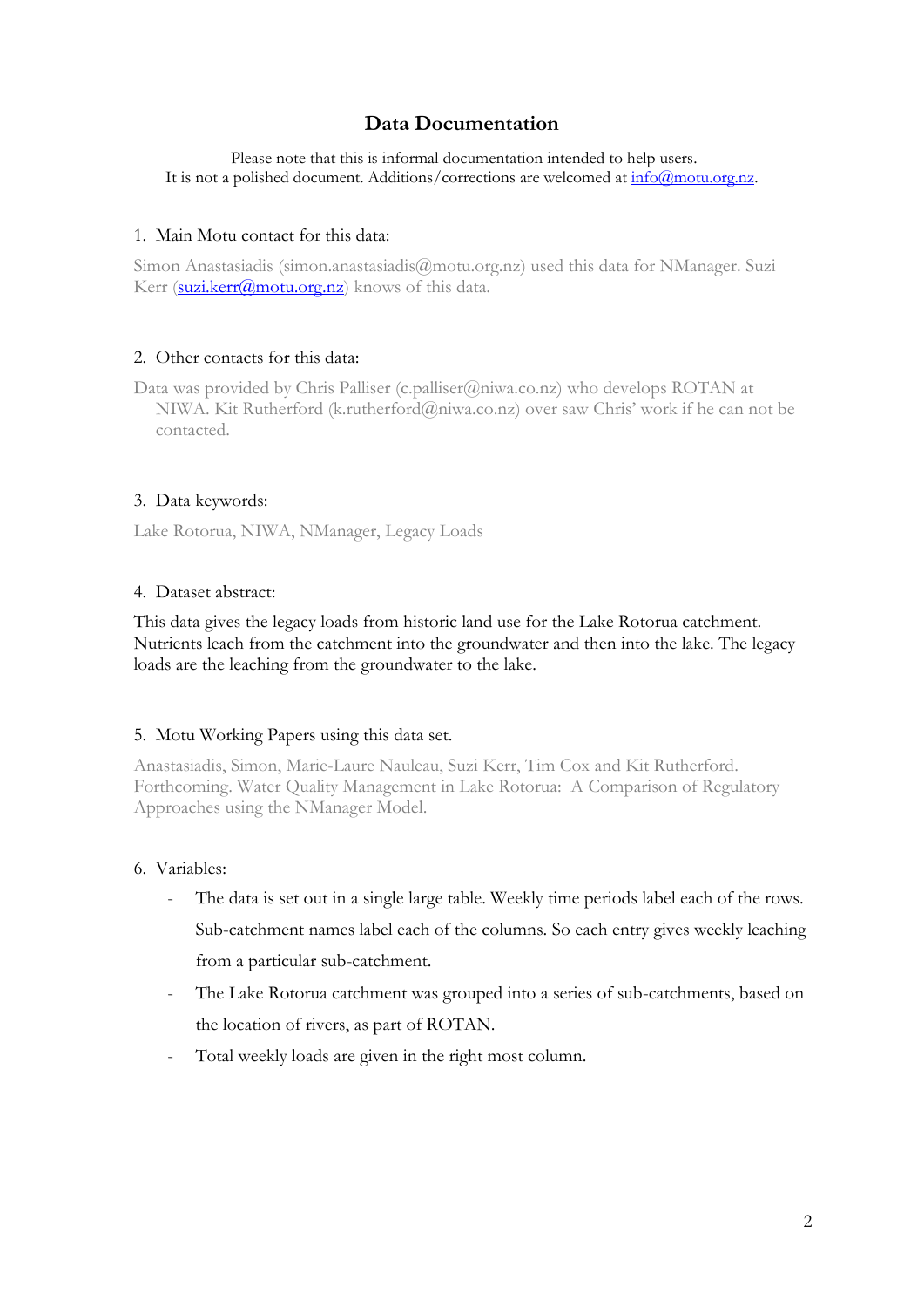# Data Documentation

Please note that this is informal documentation intended to help users.
It is not a polished document. Additions/corrections are welcomed at info@motu.org.nz.

1. Main Motu contact for this data:

Simon Anastasiadis (simon.anastasiadis@motu.org.nz) used this data for NManager. Suzi Kerr (suzi.kerr@motu.org.nz) knows of this data.

2. Other contacts for this data:

Data was provided by Chris Palliser (c.palliser@niwa.co.nz) who develops ROTAN at NIWA. Kit Rutherford (k.rutherford@niwa.co.nz) over saw Chris' work if he can not be contacted.

3. Data keywords:

Lake Rotorua, NIWA, NManager, Legacy Loads

4. Dataset abstract:

This data gives the legacy loads from historic land use for the Lake Rotorua catchment. Nutrients leach from the catchment into the groundwater and then into the lake. The legacy loads are the leaching from the groundwater to the lake.

5. Motu Working Papers using this data set.

Anastasiadis, Simon, Marie-Laure Nauleau, Suzi Kerr, Tim Cox and Kit Rutherford. Forthcoming. Water Quality Management in Lake Rotorua: A Comparison of Regulatory Approaches using the NManager Model.

6. Variables:

- The data is set out in a single large table. Weekly time periods label each of the rows. Sub-catchment names label each of the columns. So each entry gives weekly leaching from a particular sub-catchment.
- The Lake Rotorua catchment was grouped into a series of sub-catchments, based on the location of rivers, as part of ROTAN.
- Total weekly loads are given in the right most column.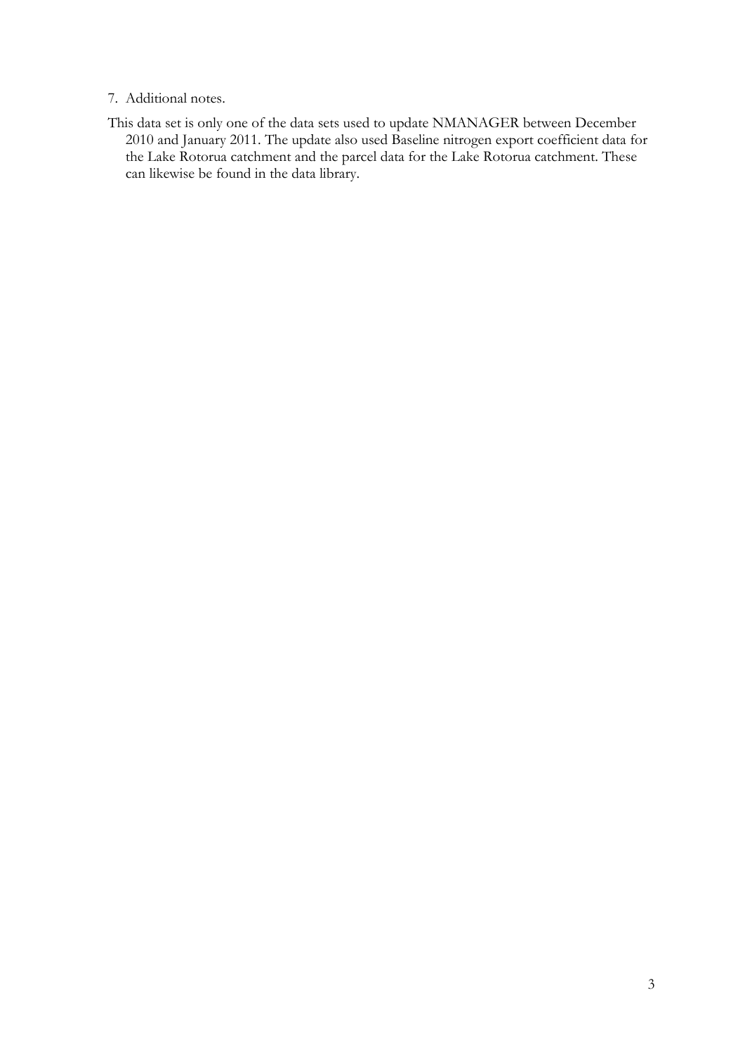7. Additional notes.

This data set is only one of the data sets used to update NMANAGER between December 2010 and January 2011. The update also used Baseline nitrogen export coefficient data for the Lake Rotorua catchment and the parcel data for the Lake Rotorua catchment. These can likewise be found in the data library.